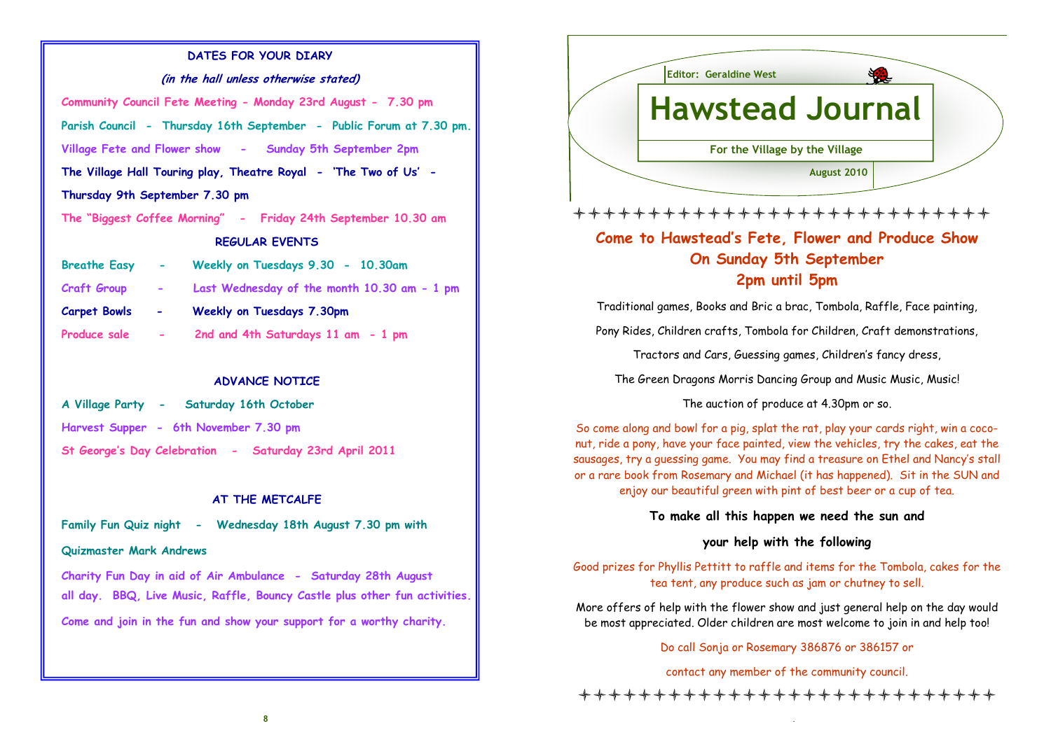## DATES FOR YOUR DIARY

*(in the hall unless otherwise stated)*

Community Council Fete Meeting - Monday 23rd August - 7.30 pm

Parish Council - Thursday 16th September - Public Forum at 7.30 pm.

Village Fete and Flower show - Sunday 5th September 2pm

**The Village Hall Touring play, Theatre Royal - 'The Two of Us' - Thursday 9th September 7.30 pm**

The "Biggest Coffee Morning" - Friday 24th September 10.30 am

### REGULAR EVENTS

Breathe Easy - Weekly on Tuesdays 9.30 - 10.30am

Craft Group - Last Wednesday of the month 10.30 am - 1 pm

**Carpet Bowls - Weekly on Tuesdays 7.30pm**

Produce sale - 2nd and 4th Saturdays 11 am - 1 pm

### ADVANCE NOTICE

A Village Party - Saturday 16th October

Harvest Supper - 6th November 7.30 pm

St George's Day Celebration - Saturday 23rd April 2011

### AT THE METCALFE

Family Fun Quiz night - Wednesday 18th August 7.30 pm with Quizmaster Mark Andrews

Charity Fun Day in aid of Air Ambulance - Saturday 28th August all day. BBQ, Live Music, Raffle, Bouncy Castle plus other fun activities.

Come and join in the fun and show your support for a worthy charity.

Editor: Geraldine West

# Hawstead Journal

For the Village by the Village

August 2010

## Come to Hawstead's Fete, Flower and Produce Show On Sunday 5th September 2pm until 5pm

Traditional games, Books and Bric a brac, Tombola, Raffle, Face painting,

Pony Rides, Children crafts, Tombola for Children, Craft demonstrations,

Tractors and Cars, Guessing games, Children's fancy dress,

The Green Dragons Morris Dancing Group and Music Music, Music!

The auction of produce at 4.30pm or so.

So come along and bowl for a pig, splat the rat, play your cards right, win a coconut, ride a pony, have your face painted, view the vehicles, try the cakes, eat the sausages, try a guessing game. You may find a treasure on Ethel and Nancy's stall or a rare book from Rosemary and Michael (it has happened). Sit in the SUN and enjoy our beautiful green with pint of best beer or a cup of tea.

**To make all this happen we need the sun and your help with the following**

Good prizes for Phyllis Pettitt to raffle and items for the Tombola, cakes for the tea tent, any produce such as jam or chutney to sell.

More offers of help with the flower show and just general help on the day would be most appreciated. Older children are most welcome to join in and help too!

Do call Sonja or Rosemary 386876 or 386157 or

contact any member of the community council.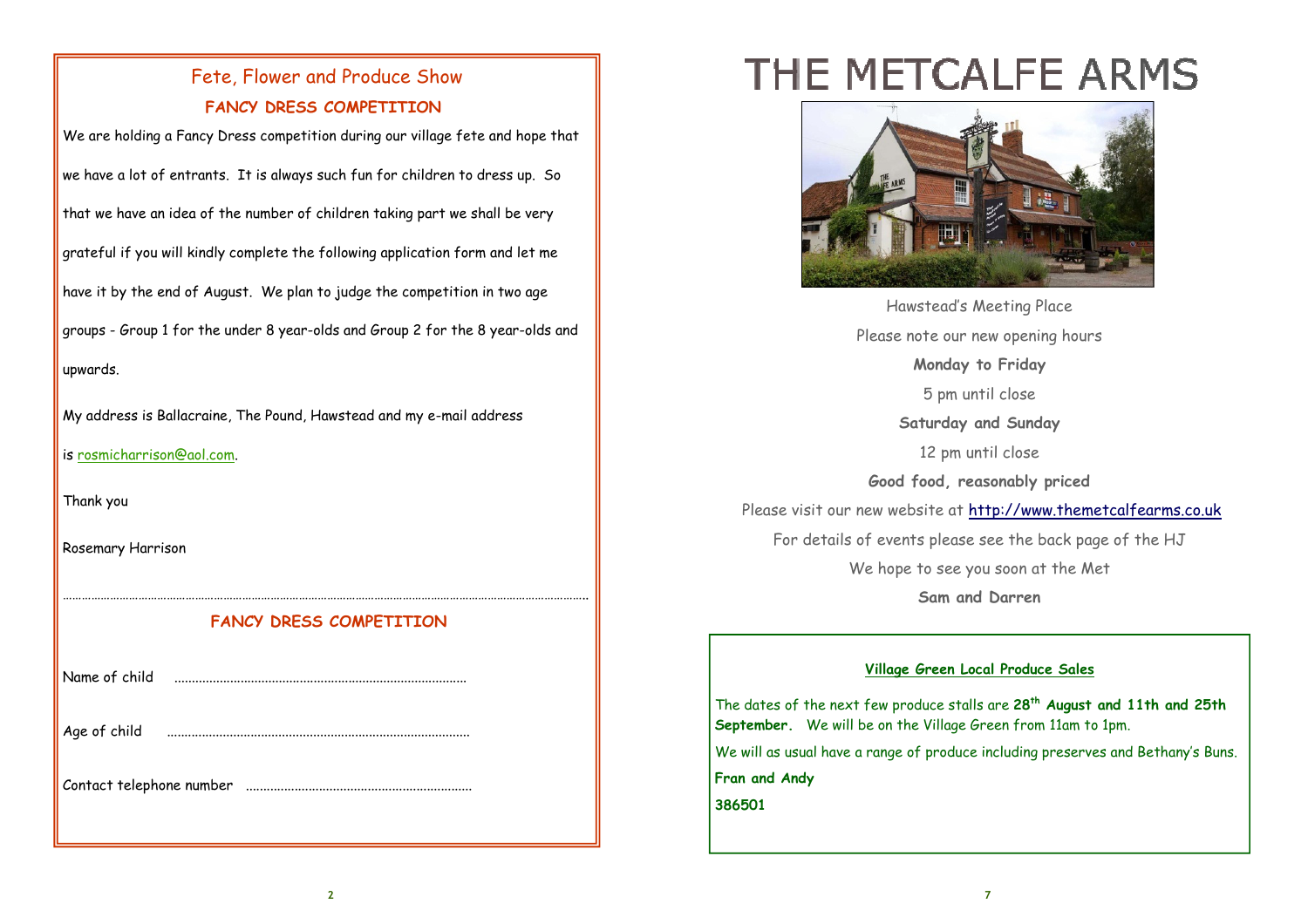## Fete, Flower and Produce Show

### FANCY DRESS COMPETITION

We are holding a Fancy Dress competition during our village fete and hope that we have a lot of entrants. It is always such fun for children to dress up. So that we have an idea of the number of children taking part we shall be very grateful if you will kindly complete the following application form and let me have it by the end of August. We plan to judge the competition in two age groups - Group 1 for the under 8 year-olds and Group 2 for the 8 year-olds and upwards.

My address is Ballacraine, The Pound, Hawstead and my e-mail address is rosmicharrison@aol.com.

Thank you

Rosemary Harrison

---

### FANCY DRESS COMPETITION

Name of child ....................................................................................

Age of child ......................................................................................

Contact telephone number .................................................................

# THE METCALFE ARMS

Hawstead's Meeting Place

Please note our new opening hours

**Monday to Friday**

5 pm until close

**Saturday and Sunday**

12 pm until close

**Good food, reasonably priced**

Please visit our new website at http://www.themetcalfearms.co.uk

For details of events please see the back page of the HJ

We hope to see you soon at the Met

**Sam and Darren**

---

**Village Green Local Produce Sales**

The dates of the next few produce stalls are **28th August and 11th and 25th September.** We will be on the Village Green from 11am to 1pm.

We will as usual have a range of produce including preserves and Bethany's Buns.

**Fran and Andy**

**386501**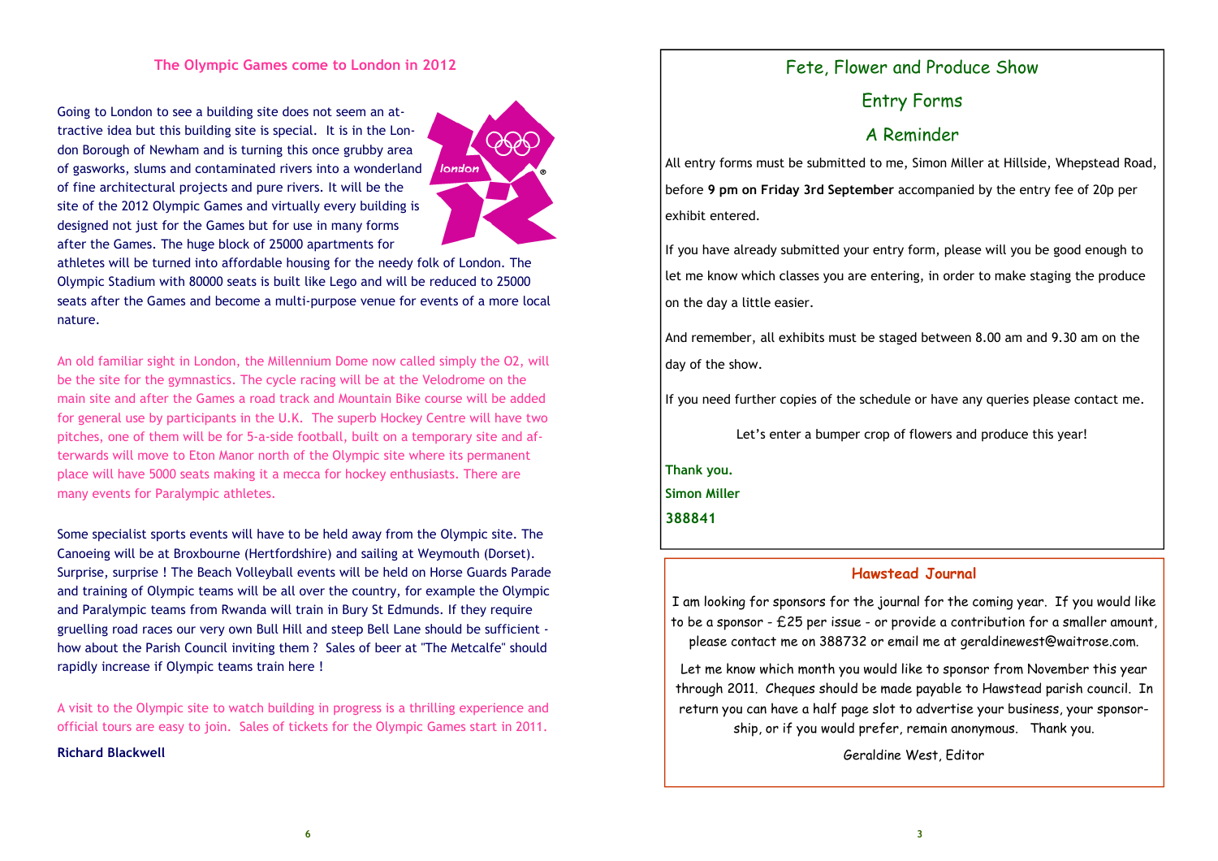## The Olympic Games come to London in 2012

Going to London to see a building site does not seem an attractive idea but this building site is special. It is in the London Borough of Newham and is turning this once grubby area of gasworks, slums and contaminated rivers into a wonderland of fine architectural projects and pure rivers. It will be the site of the 2012 Olympic Games and virtually every building is designed not just for the Games but for use in many forms after the Games. The huge block of 25000 apartments for athletes will be turned into affordable housing for the needy folk of London. The Olympic Stadium with 80000 seats is built like Lego and will be reduced to 25000 seats after the Games and become a multi-purpose venue for events of a more local nature.

An old familiar sight in London, the Millennium Dome now called simply the O2, will be the site for the gymnastics. The cycle racing will be at the Velodrome on the main site and after the Games a road track and Mountain Bike course will be added for general use by participants in the U.K. The superb Hockey Centre will have two pitches, one of them will be for 5-a-side football, built on a temporary site and afterwards will move to Eton Manor north of the Olympic site where its permanent place will have 5000 seats making it a mecca for hockey enthusiasts. There are many events for Paralympic athletes.

Some specialist sports events will have to be held away from the Olympic site. The Canoeing will be at Broxbourne (Hertfordshire) and sailing at Weymouth (Dorset). Surprise, surprise ! The Beach Volleyball events will be held on Horse Guards Parade and training of Olympic teams will be all over the country, for example the Olympic and Paralympic teams from Rwanda will train in Bury St Edmunds. If they require gruelling road races our very own Bull Hill and steep Bell Lane should be sufficient - how about the Parish Council inviting them ? Sales of beer at "The Metcalfe" should rapidly increase if Olympic teams train here !

A visit to the Olympic site to watch building in progress is a thrilling experience and official tours are easy to join. Sales of tickets for the Olympic Games start in 2011.

**Richard Blackwell**

## Fete, Flower and Produce Show

## Entry Forms

## A Reminder

All entry forms must be submitted to me, Simon Miller at Hillside, Whepstead Road, before **9 pm on Friday 3rd September** accompanied by the entry fee of 20p per exhibit entered.

If you have already submitted your entry form, please will you be good enough to let me know which classes you are entering, in order to make staging the produce on the day a little easier.

And remember, all exhibits must be staged between 8.00 am and 9.30 am on the day of the show.

If you need further copies of the schedule or have any queries please contact me.

Let's enter a bumper crop of flowers and produce this year!

**Thank you.**

**Simon Miller**

**388841**

## Hawstead Journal

I am looking for sponsors for the journal for the coming year. If you would like to be a sponsor - £25 per issue - or provide a contribution for a smaller amount, please contact me on 388732 or email me at geraldinewest@waitrose.com.

Let me know which month you would like to sponsor from November this year through 2011. Cheques should be made payable to Hawstead parish council. In return you can have a half page slot to advertise your business, your sponsorship, or if you would prefer, remain anonymous. Thank you.

Geraldine West, Editor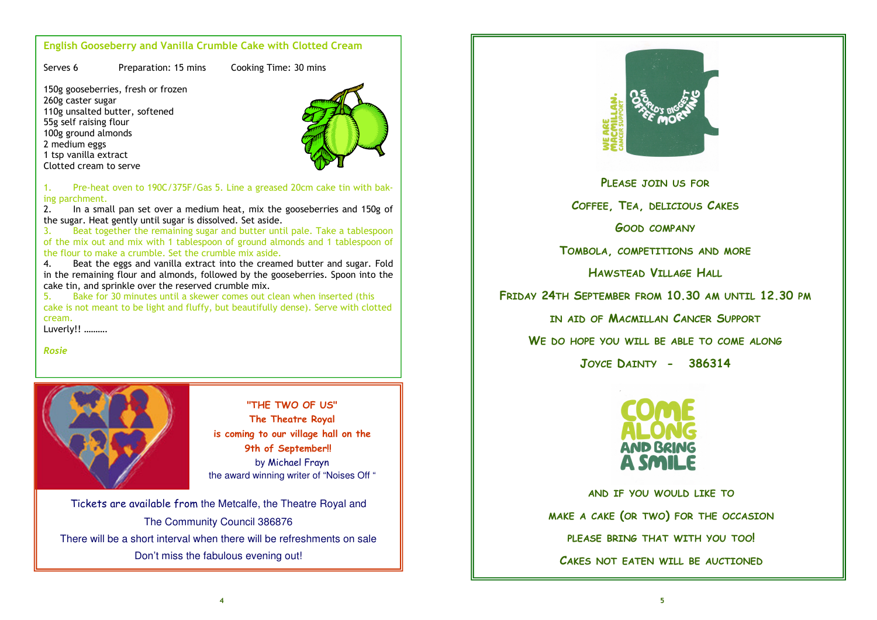## English Gooseberry and Vanilla Crumble Cake with Clotted Cream

Serves 6 Preparation: 15 mins Cooking Time: 30 mins

150g gooseberries, fresh or frozen
260g caster sugar
110g unsalted butter, softened
55g self raising flour
100g ground almonds
2 medium eggs
1 tsp vanilla extract
Clotted cream to serve

1. Pre-heat oven to 190C/375F/Gas 5. Line a greased 20cm cake tin with baking parchment.
2. In a small pan set over a medium heat, mix the gooseberries and 150g of the sugar. Heat gently until sugar is dissolved. Set aside.
3. Beat together the remaining sugar and butter until pale. Take a tablespoon of the mix out and mix with 1 tablespoon of ground almonds and 1 tablespoon of the flour to make a crumble. Set the crumble mix aside.
4. Beat the eggs and vanilla extract into the creamed butter and sugar. Fold in the remaining flour and almonds, followed by the gooseberries. Spoon into the cake tin, and sprinkle over the reserved crumble mix.
5. Bake for 30 minutes until a skewer comes out clean when inserted (this cake is not meant to be light and fluffy, but beautifully dense). Serve with clotted cream.

Luverly!! ……….

*Rosie*

---

**"THE TWO OF US"**
**The Theatre Royal**
**is coming to our village hall on the 9th of September!!**
by Michael Frayn
the award winning writer of "Noises Off "

Tickets are available from the Metcalfe, the Theatre Royal and The Community Council 386876

There will be a short interval when there will be refreshments on sale

Don't miss the fabulous evening out!

---

WE ARE MACMILLAN. CANCER SUPPORT

WORLD'S BIGGEST COFFEE MORNING

**PLEASE JOIN US FOR**

**COFFEE, TEA, DELICIOUS CAKES**

**GOOD COMPANY**

**TOMBOLA, COMPETITIONS AND MORE**

**HAWSTEAD VILLAGE HALL**

**FRIDAY 24TH SEPTEMBER FROM 10.30 AM UNTIL 12.30 PM**

**IN AID OF MACMILLAN CANCER SUPPORT**

**WE DO HOPE YOU WILL BE ABLE TO COME ALONG**

**JOYCE DAINTY - 386314**

COME ALONG AND BRING A SMILE

**AND IF YOU WOULD LIKE TO**

**MAKE A CAKE (OR TWO) FOR THE OCCASION**

**PLEASE BRING THAT WITH YOU TOO!**

**CAKES NOT EATEN WILL BE AUCTIONED**